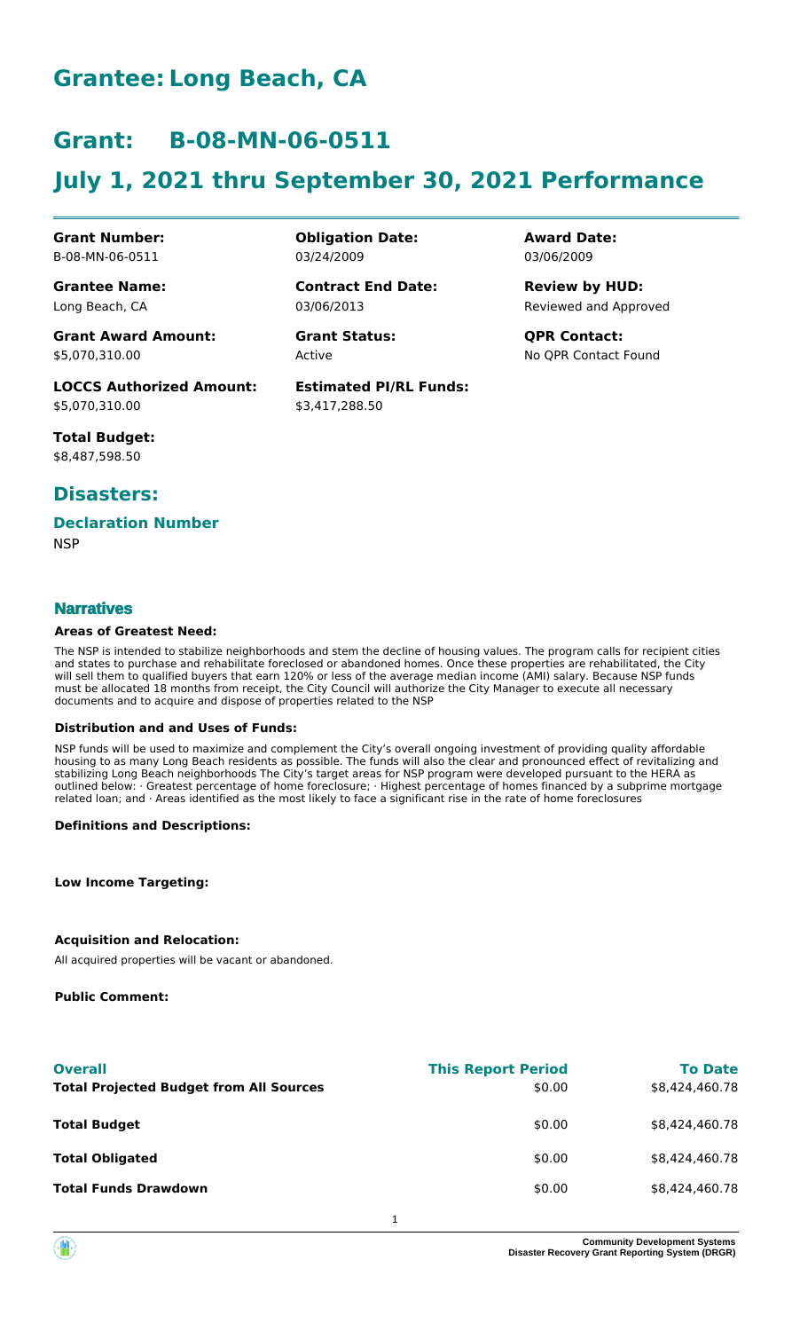# Grantee: Long Beach, CA

# Grant: B-08-MN-06-0511

# July 1, 2021 thru September 30, 2021 Performance

| | | |
|---|---|---|
| **Grant Number:** B-08-MN-06-0511 | **Obligation Date:** 03/24/2009 | **Award Date:** 03/06/2009 |
| **Grantee Name:** Long Beach, CA | **Contract End Date:** 03/06/2013 | **Review by HUD:** Reviewed and Approved |
| **Grant Award Amount:** \$5,070,310.00 | **Grant Status:** Active | **QPR Contact:** No QPR Contact Found |
| **LOCCS Authorized Amount:** \$5,070,310.00 | **Estimated PI/RL Funds:** \$3,417,288.50 | |
| **Total Budget:** \$8,487,598.50 | | |

## Disasters:

### Declaration Number

NSP

### Narratives

#### Areas of Greatest Need:

The NSP is intended to stabilize neighborhoods and stem the decline of housing values. The program calls for recipient cities and states to purchase and rehabilitate foreclosed or abandoned homes. Once these properties are rehabilitated, the City will sell them to qualified buyers that earn 120% or less of the average median income (AMI) salary. Because NSP funds must be allocated 18 months from receipt, the City Council will authorize the City Manager to execute all necessary documents and to acquire and dispose of properties related to the NSP

#### Distribution and and Uses of Funds:

NSP funds will be used to maximize and complement the City's overall ongoing investment of providing quality affordable housing to as many Long Beach residents as possible. The funds will also the clear and pronounced effect of revitalizing and stabilizing Long Beach neighborhoods The City's target areas for NSP program were developed pursuant to the HERA as outlined below: · Greatest percentage of home foreclosure; · Highest percentage of homes financed by a subprime mortgage related loan; and · Areas identified as the most likely to face a significant rise in the rate of home foreclosures

#### Definitions and Descriptions:

#### Low Income Targeting:

#### Acquisition and Relocation:

All acquired properties will be vacant or abandoned.

#### Public Comment:

| **Overall** | **This Report Period** | **To Date** |
|---|---|---|
| **Total Projected Budget from All Sources** | \$0.00 | \$8,424,460.78 |
| **Total Budget** | \$0.00 | \$8,424,460.78 |
| **Total Obligated** | \$0.00 | \$8,424,460.78 |
| **Total Funds Drawdown** | \$0.00 | \$8,424,460.78 |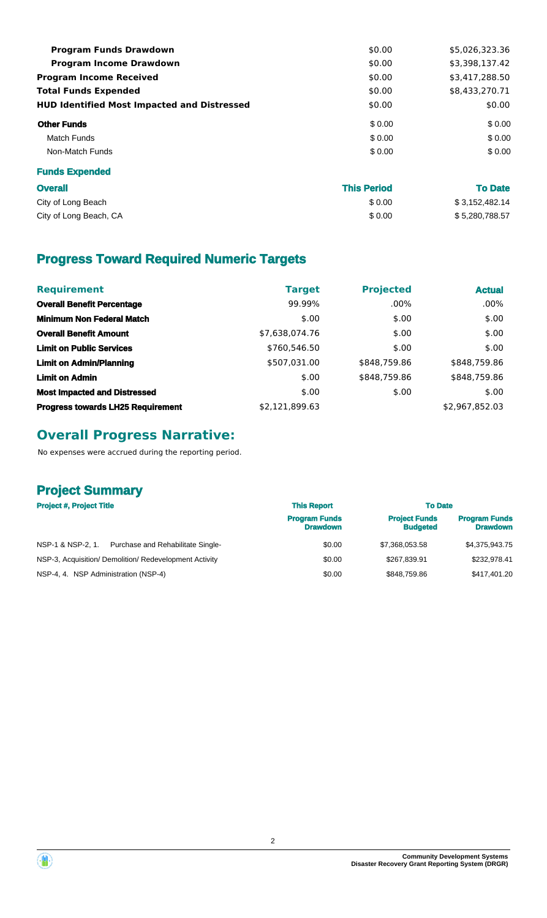| | | |
|---|---|---|
| **Program Funds Drawdown** | $0.00 | $5,026,323.36 |
| **Program Income Drawdown** | $0.00 | $3,398,137.42 |
| **Program Income Received** | $0.00 | $3,417,288.50 |
| **Total Funds Expended** | $0.00 | $8,433,270.71 |
| **HUD Identified Most Impacted and Distressed** | $0.00 | $0.00 |
| **Other Funds** | $ 0.00 | $ 0.00 |
| Match Funds | $ 0.00 | $ 0.00 |
| Non-Match Funds | $ 0.00 | $ 0.00 |

**Funds Expended**

| Overall | This Period | To Date |
|---|---|---|
| City of Long Beach | $ 0.00 | $ 3,152,482.14 |
| City of Long Beach, CA | $ 0.00 | $ 5,280,788.57 |

## Progress Toward Required Numeric Targets

| Requirement | Target | Projected | Actual |
|---|---|---|---|
| **Overall Benefit Percentage** | 99.99% | .00% | .00% |
| **Minimum Non Federal Match** | $.00 | $.00 | $.00 |
| **Overall Benefit Amount** | $7,638,074.76 | $.00 | $.00 |
| **Limit on Public Services** | $760,546.50 | $.00 | $.00 |
| **Limit on Admin/Planning** | $507,031.00 | $848,759.86 | $848,759.86 |
| **Limit on Admin** | $.00 | $848,759.86 | $848,759.86 |
| **Most Impacted and Distressed** | $.00 | $.00 | $.00 |
| **Progress towards LH25 Requirement** | $2,121,899.63 | | $2,967,852.03 |

## Overall Progress Narrative:

No expenses were accrued during the reporting period.

## Project Summary

| Project #, Project Title | This Report | To Date | |
|---|---|---|---|
| | Program Funds Drawdown | Project Funds Budgeted | Program Funds Drawdown |
| NSP-1 & NSP-2, 1. Purchase and Rehabilitate Single- | $0.00 | $7,368,053.58 | $4,375,943.75 |
| NSP-3, Acquisition/ Demolition/ Redevelopment Activity | $0.00 | $267,839.91 | $232,978.41 |
| NSP-4, 4. NSP Administration (NSP-4) | $0.00 | $848,759.86 | $417,401.20 |